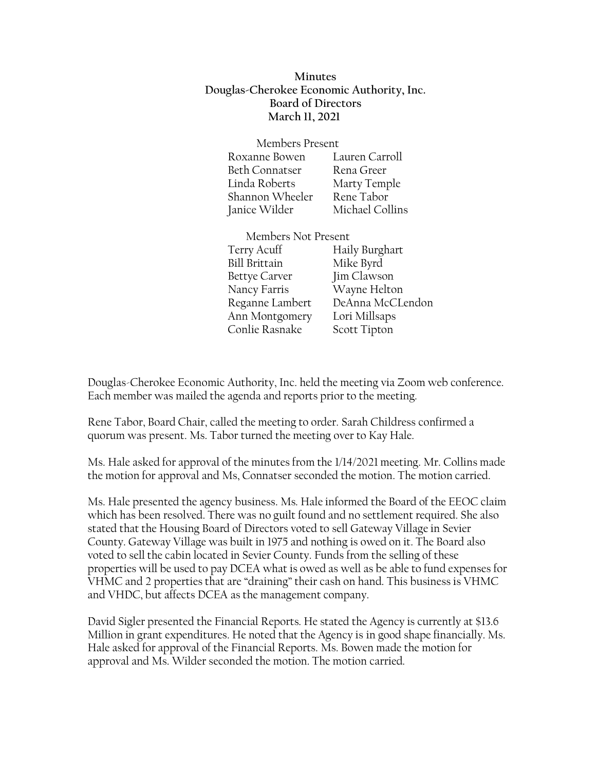**Minutes**
**Douglas-Cherokee Economic Authority, Inc.**
**Board of Directors**
**March 11, 2021**

Members Present

| | |
|---|---|
| Roxanne Bowen | Lauren Carroll |
| Beth Connatser | Rena Greer |
| Linda Roberts | Marty Temple |
| Shannon Wheeler | Rene Tabor |
| Janice Wilder | Michael Collins |

Members Not Present

| | |
|---|---|
| Terry Acuff | Haily Burghart |
| Bill Brittain | Mike Byrd |
| Bettye Carver | Jim Clawson |
| Nancy Farris | Wayne Helton |
| Reganne Lambert | DeAnna McCLendon |
| Ann Montgomery | Lori Millsaps |
| Conlie Rasnake | Scott Tipton |

Douglas-Cherokee Economic Authority, Inc. held the meeting via Zoom web conference. Each member was mailed the agenda and reports prior to the meeting.

Rene Tabor, Board Chair, called the meeting to order. Sarah Childress confirmed a quorum was present. Ms. Tabor turned the meeting over to Kay Hale.

Ms. Hale asked for approval of the minutes from the 1/14/2021 meeting. Mr. Collins made the motion for approval and Ms, Connatser seconded the motion. The motion carried.

Ms. Hale presented the agency business. Ms. Hale informed the Board of the EEOC claim which has been resolved. There was no guilt found and no settlement required. She also stated that the Housing Board of Directors voted to sell Gateway Village in Sevier County. Gateway Village was built in 1975 and nothing is owed on it. The Board also voted to sell the cabin located in Sevier County. Funds from the selling of these properties will be used to pay DCEA what is owed as well as be able to fund expenses for VHMC and 2 properties that are "draining" their cash on hand. This business is VHMC and VHDC, but affects DCEA as the management company.

David Sigler presented the Financial Reports. He stated the Agency is currently at $13.6 Million in grant expenditures. He noted that the Agency is in good shape financially. Ms. Hale asked for approval of the Financial Reports. Ms. Bowen made the motion for approval and Ms. Wilder seconded the motion. The motion carried.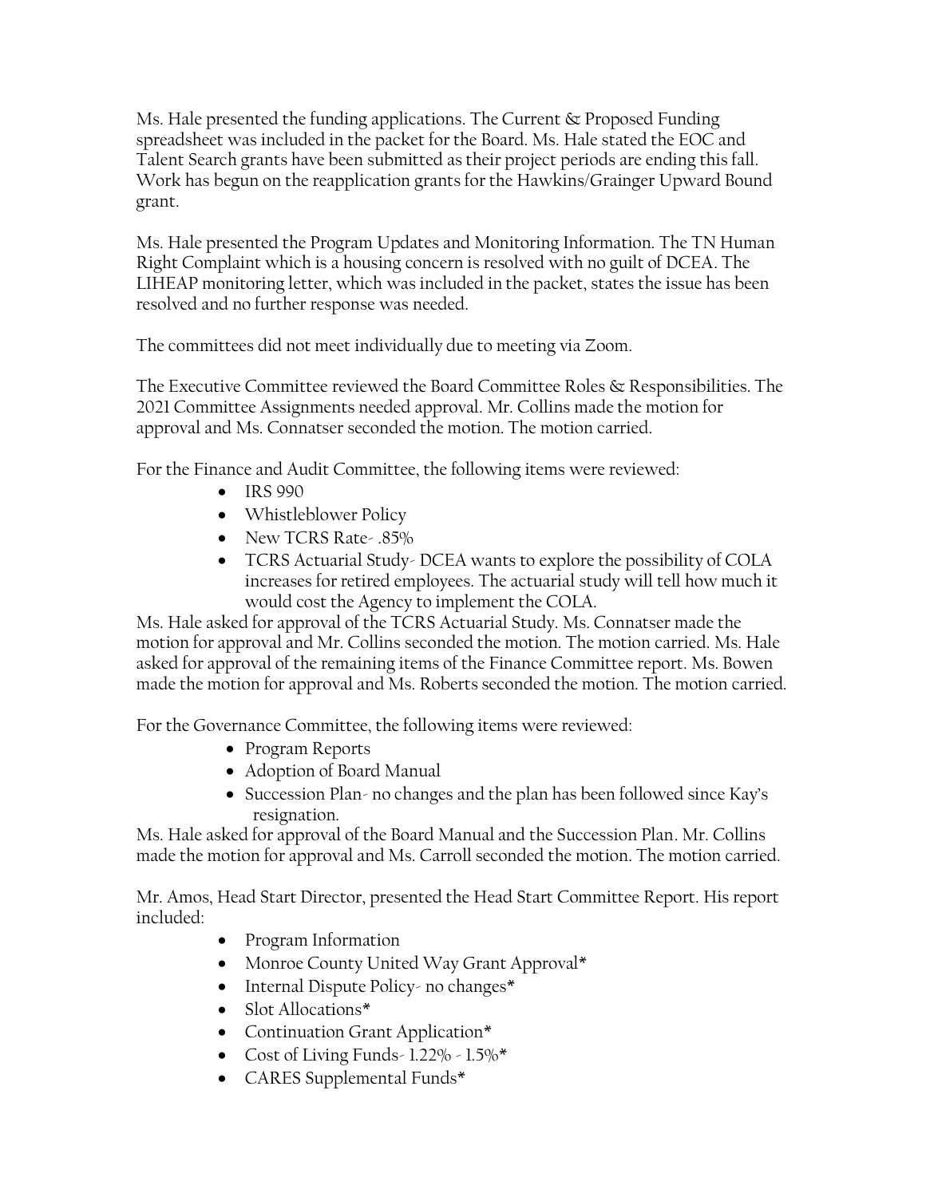Ms. Hale presented the funding applications. The Current & Proposed Funding spreadsheet was included in the packet for the Board. Ms. Hale stated the EOC and Talent Search grants have been submitted as their project periods are ending this fall. Work has begun on the reapplication grants for the Hawkins/Grainger Upward Bound grant.

Ms. Hale presented the Program Updates and Monitoring Information. The TN Human Right Complaint which is a housing concern is resolved with no guilt of DCEA. The LIHEAP monitoring letter, which was included in the packet, states the issue has been resolved and no further response was needed.

The committees did not meet individually due to meeting via Zoom.

The Executive Committee reviewed the Board Committee Roles & Responsibilities. The 2021 Committee Assignments needed approval. Mr. Collins made the motion for approval and Ms. Connatser seconded the motion. The motion carried.

For the Finance and Audit Committee, the following items were reviewed:

- IRS 990
- Whistleblower Policy
- New TCRS Rate- .85%
- TCRS Actuarial Study- DCEA wants to explore the possibility of COLA increases for retired employees. The actuarial study will tell how much it would cost the Agency to implement the COLA.

Ms. Hale asked for approval of the TCRS Actuarial Study. Ms. Connatser made the motion for approval and Mr. Collins seconded the motion. The motion carried. Ms. Hale asked for approval of the remaining items of the Finance Committee report. Ms. Bowen made the motion for approval and Ms. Roberts seconded the motion. The motion carried.

For the Governance Committee, the following items were reviewed:

- Program Reports
- Adoption of Board Manual
- Succession Plan- no changes and the plan has been followed since Kay's resignation.

Ms. Hale asked for approval of the Board Manual and the Succession Plan. Mr. Collins made the motion for approval and Ms. Carroll seconded the motion. The motion carried.

Mr. Amos, Head Start Director, presented the Head Start Committee Report. His report included:

- Program Information
- Monroe County United Way Grant Approval*
- Internal Dispute Policy- no changes*
- Slot Allocations*
- Continuation Grant Application*
- Cost of Living Funds- 1.22% - 1.5%*
- CARES Supplemental Funds*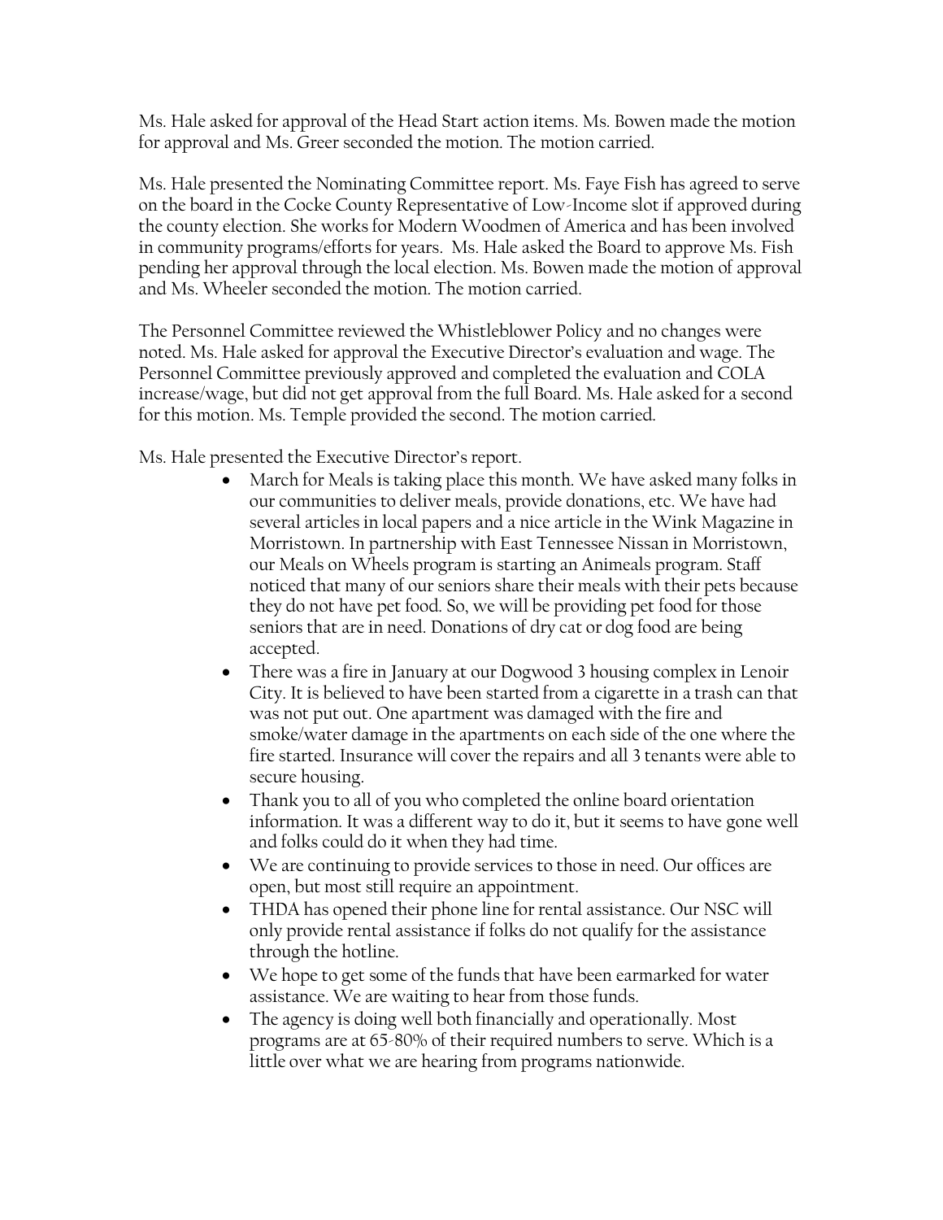Ms. Hale asked for approval of the Head Start action items. Ms. Bowen made the motion for approval and Ms. Greer seconded the motion. The motion carried.

Ms. Hale presented the Nominating Committee report. Ms. Faye Fish has agreed to serve on the board in the Cocke County Representative of Low-Income slot if approved during the county election. She works for Modern Woodmen of America and has been involved in community programs/efforts for years. Ms. Hale asked the Board to approve Ms. Fish pending her approval through the local election. Ms. Bowen made the motion of approval and Ms. Wheeler seconded the motion. The motion carried.

The Personnel Committee reviewed the Whistleblower Policy and no changes were noted. Ms. Hale asked for approval the Executive Director's evaluation and wage. The Personnel Committee previously approved and completed the evaluation and COLA increase/wage, but did not get approval from the full Board. Ms. Hale asked for a second for this motion. Ms. Temple provided the second. The motion carried.

Ms. Hale presented the Executive Director's report.

- March for Meals is taking place this month. We have asked many folks in our communities to deliver meals, provide donations, etc. We have had several articles in local papers and a nice article in the Wink Magazine in Morristown. In partnership with East Tennessee Nissan in Morristown, our Meals on Wheels program is starting an Animeals program. Staff noticed that many of our seniors share their meals with their pets because they do not have pet food. So, we will be providing pet food for those seniors that are in need. Donations of dry cat or dog food are being accepted.
- There was a fire in January at our Dogwood 3 housing complex in Lenoir City. It is believed to have been started from a cigarette in a trash can that was not put out. One apartment was damaged with the fire and smoke/water damage in the apartments on each side of the one where the fire started. Insurance will cover the repairs and all 3 tenants were able to secure housing.
- Thank you to all of you who completed the online board orientation information. It was a different way to do it, but it seems to have gone well and folks could do it when they had time.
- We are continuing to provide services to those in need. Our offices are open, but most still require an appointment.
- THDA has opened their phone line for rental assistance. Our NSC will only provide rental assistance if folks do not qualify for the assistance through the hotline.
- We hope to get some of the funds that have been earmarked for water assistance. We are waiting to hear from those funds.
- The agency is doing well both financially and operationally. Most programs are at 65-80% of their required numbers to serve. Which is a little over what we are hearing from programs nationwide.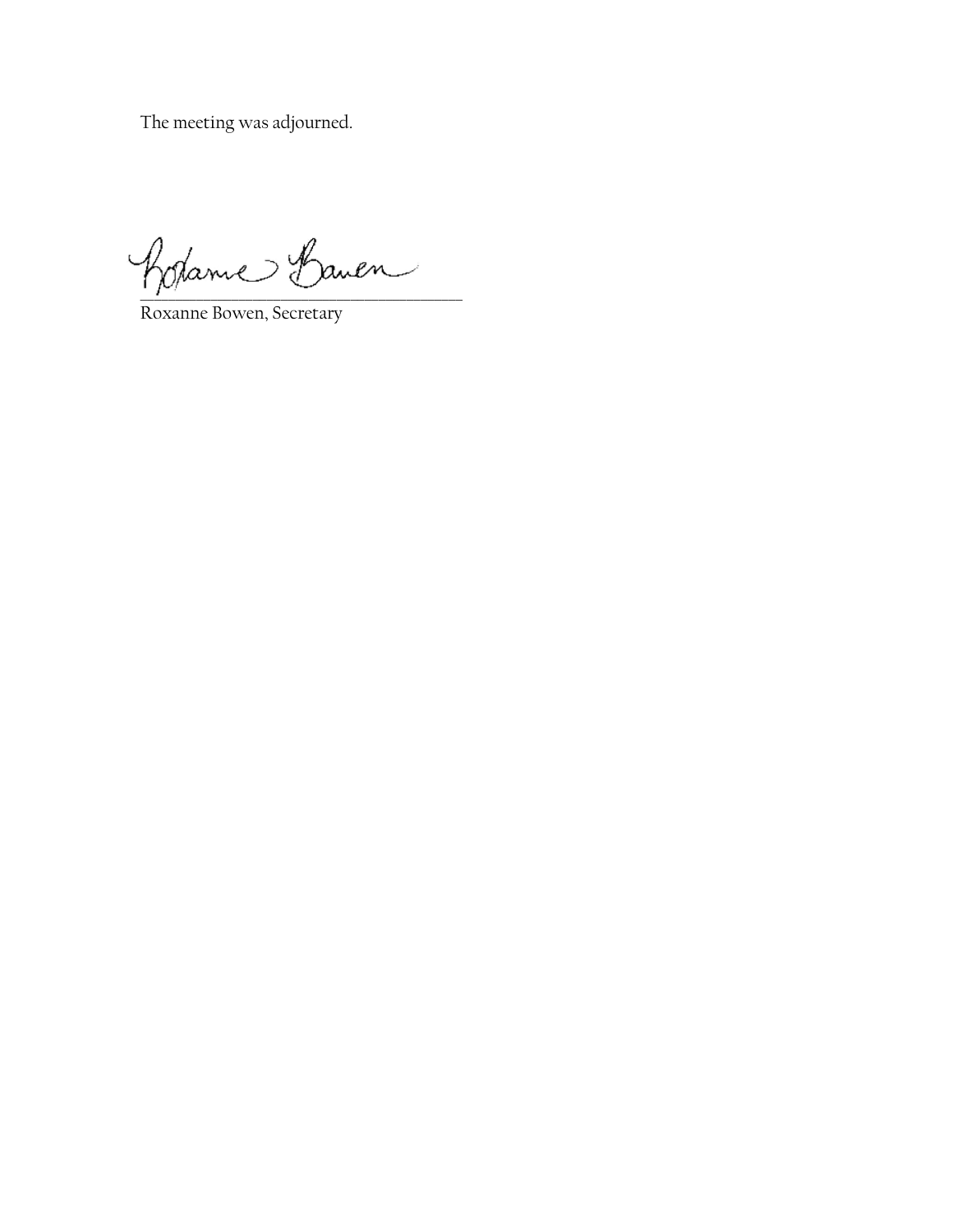The meeting was adjourned.

\_\_\_\_\_\_\_\_\_\_\_\_\_\_\_\_\_\_\_\_\_\_\_\_\_\_\_\_\_\_\_\_\_\_\_\_\_\_\_\_

Roxanne Bowen, Secretary